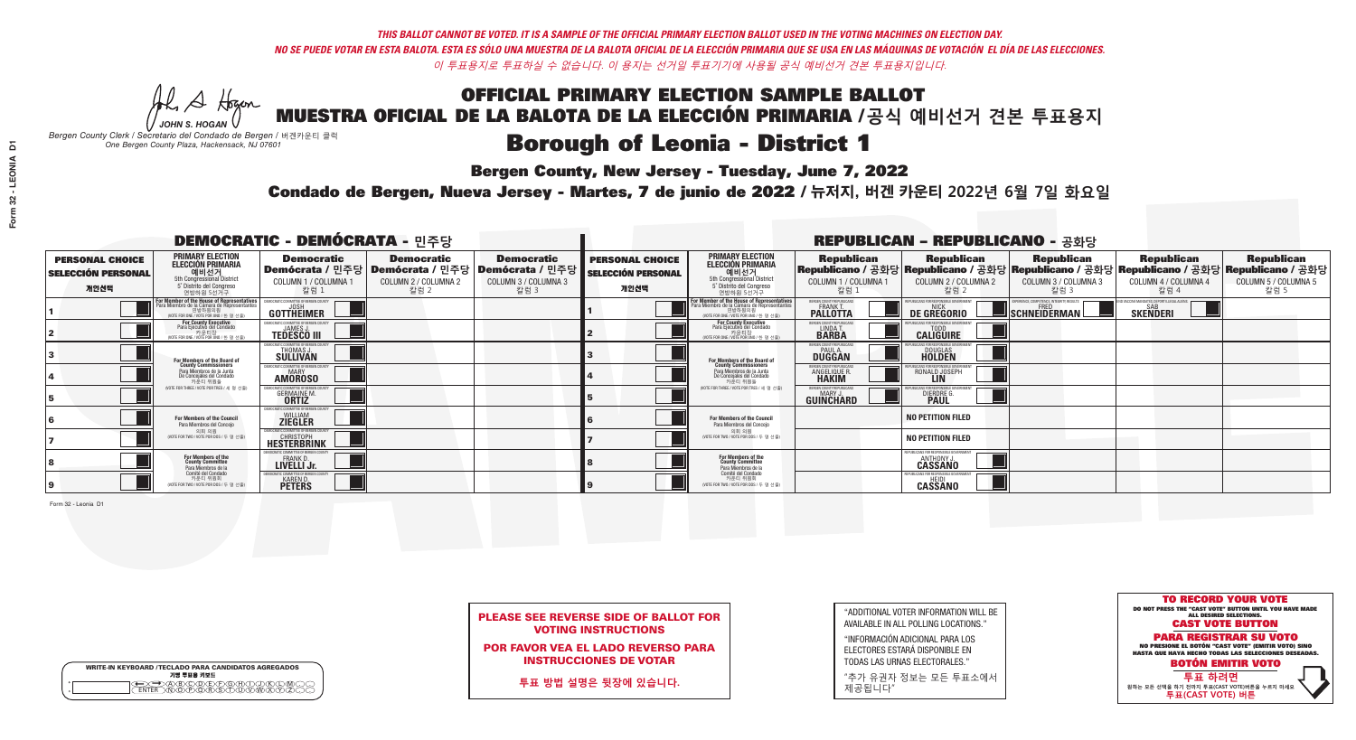*THIS BALLOT CANNOT BE VOTED. IT IS A SAMPLE OF THE OFFICIAL PRIMARY ELECTION BALLOT USED IN THE VOTING MACHINES ON ELECTION DAY.*
*NO SE PUEDE VOTAR EN ESTA BALOTA. ESTA ES SÓLO UNA MUESTRA DE LA BALOTA OFICIAL DE LA ELECCIÓN PRIMARIA QUE SE USA EN LAS MÁQUINAS DE VOTACIÓN EL DÍA DE LAS ELECCIONES.*
*이 투표용지로 투표하실 수 없습니다. 이 용지는 선거일 투표기기에 사용될 공식 예비선거 견본 투표용지입니다.*

JOHN S. HOGAN
*Bergen County Clerk / Secretario del Condado de Bergen / 버겐카운티 클럭*
*One Bergen County Plaza, Hackensack, NJ 07601*

# OFFICIAL PRIMARY ELECTION SAMPLE BALLOT
# MUESTRA OFICIAL DE LA BALOTA DE LA ELECCIÓN PRIMARIA /공식 예비선거 견본 투표용지

## Borough of Leonia - District 1

**Bergen County, New Jersey - Tuesday, June 7, 2022**

**Condado de Bergen, Nueva Jersey - Martes, 7 de junio de 2022 / 뉴저지, 버겐 카운티 2022년 6월 7일 화요일**

### DEMOCRATIC - DEMÓCRATA - 민주당

| PERSONAL CHOICE / SELECCIÓN PERSONAL / 개인선택 | PRIMARY ELECTION / ELECCIÓN PRIMARIA / 예비선거 | Democratic / Demócrata / 민주당 COLUMN 1 / COLUMNA 1 / 칼럼 1 | Democratic / Demócrata / 민주당 COLUMN 2 / COLUMNA 2 / 칼럼 2 | Democratic / Demócrata / 민주당 COLUMN 3 / COLUMNA 3 / 칼럼 3 |
|---|---|---|---|---|
| 1 | For Member of the House of Representatives / Para Miembro de la Cámara de Representantes / 연방하원의원 (5th Congressional District) (VOTE FOR ONE / VOTE POR UNO / 한 명 선출) | JOSH GOTTHEIMER | | |
| 2 | For County Executive / Para Ejecutivo del Condado / 카운티장 (VOTE FOR ONE / VOTE POR UNO / 한 명 선출) | JAMES J. TEDESCO III | | |
| 3 | For Members of the Board of County Commissioners / Para Miembros de la Junta De Concejales del Condado / 카운티 위원들 (VOTE FOR THREE / VOTE POR TRES / 세 명 선출) | THOMAS J. SULLIVAN | | |
| 4 | | MARY AMOROSO | | |
| 5 | | GERMAINE M. ORTIZ | | |
| 6 | For Members of the Council / Para Miembros del Concejo / 의회 의원 (VOTE FOR TWO / VOTE POR DOS / 두 명 선출) | WILLIAM ZIEGLER | | |
| 7 | | CHRISTOPH HESTERBRINK | | |
| 8 | For Members of the County Committee / Para Miembros de la Comité del Condado / 카운티 위원회 (VOTE FOR TWO / VOTE POR DOS / 두 명 선출) | FRANK D. LIVELLI Jr. | | |
| 9 | | KAREN D. PETERS | | |

### REPUBLICAN - REPUBLICANO - 공화당

| PERSONAL CHOICE / SELECCIÓN PERSONAL / 개인선택 | PRIMARY ELECTION / ELECCIÓN PRIMARIA / 예비선거 | Republican / Republicano / 공화당 COLUMN 1 / COLUMNA 1 / 칼럼 1 | Republican / Republicano / 공화당 COLUMN 2 / COLUMNA 2 / 칼럼 2 | Republican / Republicano / 공화당 COLUMN 3 / COLUMNA 3 / 칼럼 3 | Republican / Republicano / 공화당 COLUMN 4 / COLUMNA 4 / 칼럼 4 | Republican / Republicano / 공화당 COLUMN 5 / COLUMNA 5 / 칼럼 5 |
|---|---|---|---|---|---|---|
| 1 | For Member of the House of Representatives / Para Miembro de la Cámara de Representantes / 연방하원의원 (5th Congressional District) (VOTE FOR ONE / VOTE POR UNO / 한 명 선출) | FRANK T. PALLOTTA | NICK DE GREGORIO | FRED SCHNEIDERMAN | SAB SKENDERI | |
| 2 | For County Executive / Para Ejecutivo del Condado / 카운티장 (VOTE FOR ONE / VOTE POR UNO / 한 명 선출) | LINDA T. BARBA | TODD CALIGUIRE | | | |
| 3 | For Members of the Board of County Commissioners / Para Miembros de la Junta De Concejales del Condado / 카운티 위원들 (VOTE FOR THREE / VOTE POR TRES / 세 명 선출) | PAUL A. DUGGAN | DOUGLAS HOLDEN | | | |
| 4 | | ANGELIQUE R. HAKIM | RONALD JOSEPH LIN | | | |
| 5 | | MARY J. GUINCHARD | DIERDRE G. PAUL | | | |
| 6 | For Members of the Council / Para Miembros del Concejo / 의회 의원 (VOTE FOR TWO / VOTE POR DOS / 두 명 선출) | | NO PETITION FILED | | | |
| 7 | | | NO PETITION FILED | | | |
| 8 | For Members of the County Committee / Para Miembros de la Comité del Condado / 카운티 위원회 (VOTE FOR TWO / VOTE POR DOS / 두 명 선출) | | ANTHONY J. CASSANO | | | |
| 9 | | | HEIDI CASSANO | | | |

Form 32 - Leonia D1

**PLEASE SEE REVERSE SIDE OF BALLOT FOR VOTING INSTRUCTIONS**

**POR FAVOR VEA EL LADO REVERSO PARA INSTRUCCIONES DE VOTAR**

**투표 방법 설명은 뒷장에 있습니다.**

"ADDITIONAL VOTER INFORMATION WILL BE AVAILABLE IN ALL POLLING LOCATIONS."

"INFORMACIÓN ADICIONAL PARA LOS ELECTORES ESTARÁ DISPONIBLE EN TODAS LAS URNAS ELECTORALES."

"추가 유권자 정보는 모든 투표소에서 제공됩니다"

**TO RECORD YOUR VOTE**
DO NOT PRESS THE "CAST VOTE" BUTTON UNTIL YOU HAVE MADE ALL DESIRED SELECTIONS.
**CAST VOTE BUTTON**
**PARA REGISTRAR SU VOTO**
NO PRESIONE EL BOTÓN "CAST VOTE" (EMITIR VOTO) SINO HASTA QUE HAYA HECHO TODAS LAS SELECCIONES DESEADAS.
**BOTÓN EMITIR VOTO**
**투표 하려면**
원하는 모든 선택을 하기 전까지 투표(CAST VOTE)버튼을 누르지 마세요
**투표(CAST VOTE) 버튼**

WRITE-IN KEYBOARD /TECLADO PARA CANDIDATOS AGREGADOS
기명 투표용 키보드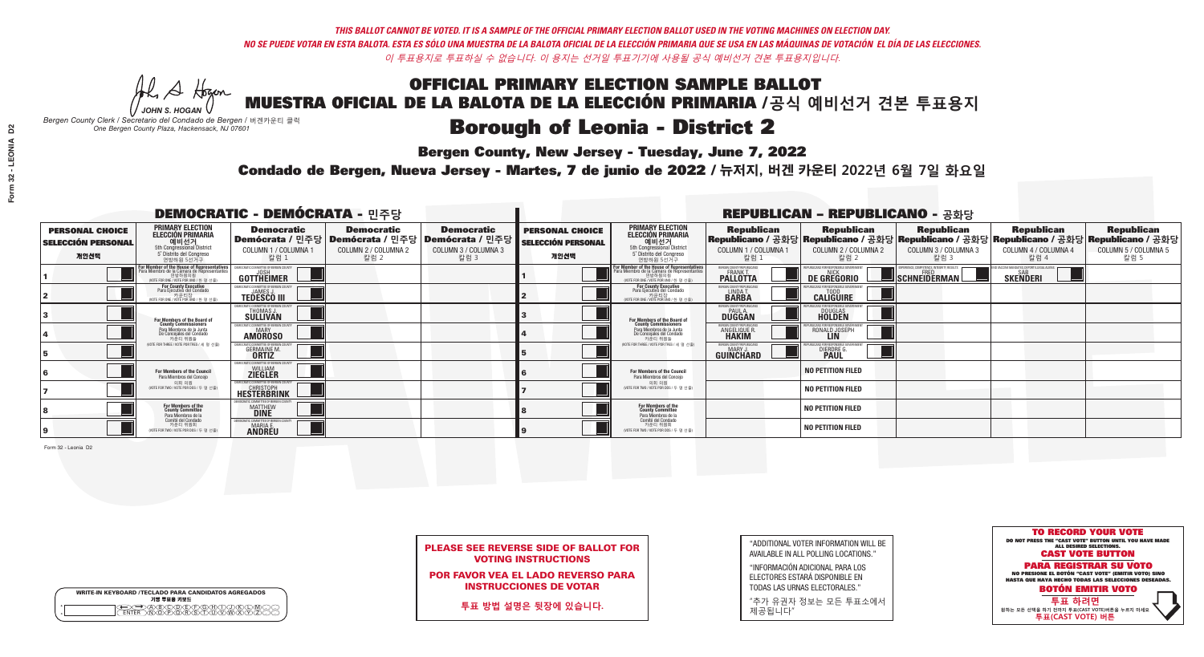*THIS BALLOT CANNOT BE VOTED. IT IS A SAMPLE OF THE OFFICIAL PRIMARY ELECTION BALLOT USED IN THE VOTING MACHINES ON ELECTION DAY.*
*NO SE PUEDE VOTAR EN ESTA BALOTA. ESTA ES SÓLO UNA MUESTRA DE LA BALOTA OFICIAL DE LA ELECCIÓN PRIMARIA QUE SE USA EN LAS MÁQUINAS DE VOTACIÓN EL DÍA DE LAS ELECCIONES.*
*이 투표용지로 투표하실 수 없습니다. 이 용지는 선거일 투표기기에 사용될 공식 예비선거 견본 투표용지입니다.*

JOHN S. HOGAN
*Bergen County Clerk / Secretario del Condado de Bergen / 버겐카운티 클럭*
*One Bergen County Plaza, Hackensack, NJ 07601*

# OFFICIAL PRIMARY ELECTION SAMPLE BALLOT
# MUESTRA OFICIAL DE LA BALOTA DE LA ELECCIÓN PRIMARIA /공식 예비선거 견본 투표용지

## Borough of Leonia - District 2

**Bergen County, New Jersey - Tuesday, June 7, 2022**

**Condado de Bergen, Nueva Jersey - Martes, 7 de junio de 2022 / 뉴저지, 버겐 카운티 2022년 6월 7일 화요일**

### DEMOCRATIC - DEMÓCRATA - 민주당

| PERSONAL CHOICE / SELECCIÓN PERSONAL / 개인선택 | PRIMARY ELECTION / ELECCIÓN PRIMARIA / 예비선거 | Democratic / Demócrata / 민주당 COLUMN 1 / COLUMNA 1 / 칼럼 1 | Democratic / Demócrata / 민주당 COLUMN 2 / COLUMNA 2 / 칼럼 2 | Democratic / Demócrata / 민주당 COLUMN 3 / COLUMNA 3 / 칼럼 3 |
|---|---|---|---|---|
| 1 | For Member of the House of Representatives / Para Miembro de la Cámara de Representantes / 연방하원의원 (5th Congressional District) (VOTE FOR ONE / VOTE POR UNO / 한 명 선출) | JOSH GOTTHEIMER | | |
| 2 | For County Executive / Para Ejecutivo del Condado / 카운티장 (VOTE FOR ONE / VOTE POR UNO / 한 명 선출) | JAMES J. TEDESCO III | | |
| 3 | For Members of the Board of County Commissioners / Para Miembros de la Junta De Concejales del Condado / 카운티 위원들 (VOTE FOR THREE / VOTE POR TRES / 세 명 선출) | THOMAS J. SULLIVAN | | |
| 4 | | MARY AMOROSO | | |
| 5 | | GERMAINE M. ORTIZ | | |
| 6 | For Members of the Council / Para Miembros del Concejo / 의회 의원 (VOTE FOR TWO / VOTE POR DOS / 두 명 선출) | WILLIAM ZIEGLER | | |
| 7 | | CHRISTOPH HESTERBRINK | | |
| 8 | For Members of the County Committee / Para Miembros de la Comité del Condado / 카운티 위원회 (VOTE FOR TWO / VOTE POR DOS / 두 명 선출) | MATTHEW DINE | | |
| 9 | | MARIA E. ANDREU | | |

### REPUBLICAN - REPUBLICANO - 공화당

| PERSONAL CHOICE / SELECCIÓN PERSONAL / 개인선택 | PRIMARY ELECTION / ELECCIÓN PRIMARIA / 예비선거 | Republican / Republicano / 공화당 COLUMN 1 / COLUMNA 1 / 칼럼 1 | Republican / Republicano / 공화당 COLUMN 2 / COLUMNA 2 / 칼럼 2 | Republican / Republicano / 공화당 COLUMN 3 / COLUMNA 3 / 칼럼 3 | Republican / Republicano / 공화당 COLUMN 4 / COLUMNA 4 / 칼럼 4 | Republican / Republicano / 공화당 COLUMN 5 / COLUMNA 5 / 칼럼 5 |
|---|---|---|---|---|---|---|
| 1 | For Member of the House of Representatives / Para Miembro de la Cámara de Representantes / 연방하원의원 (5th Congressional District) (VOTE FOR ONE / VOTE POR UNO / 한 명 선출) | FRANK T. PALLOTTA | NICK DE GREGORIO | FRED SCHNEIDERMAN | SAB SKENDERI | |
| 2 | For County Executive / Para Ejecutivo del Condado / 카운티장 (VOTE FOR ONE / VOTE POR UNO / 한 명 선출) | LINDA T. BARBA | TODD CALIGUIRE | | | |
| 3 | For Members of the Board of County Commissioners / Para Miembros de la Junta De Concejales del Condado / 카운티 위원들 (VOTE FOR THREE / VOTE POR TRES / 세 명 선출) | PAUL A. DUGGAN | DOUGLAS HOLDEN | | | |
| 4 | | ANGELIQUE R. HAKIM | RONALD JOSEPH LIN | | | |
| 5 | | MARY J. GUINCHARD | DIERDRE G. PAUL | | | |
| 6 | For Members of the Council / Para Miembros del Concejo / 의회 의원 (VOTE FOR TWO / VOTE POR DOS / 두 명 선출) | | NO PETITION FILED | | | |
| 7 | | | NO PETITION FILED | | | |
| 8 | For Members of the County Committee / Para Miembros de la Comité del Condado / 카운티 위원회 (VOTE FOR TWO / VOTE POR DOS / 두 명 선출) | | NO PETITION FILED | | | |
| 9 | | | NO PETITION FILED | | | |

**PLEASE SEE REVERSE SIDE OF BALLOT FOR VOTING INSTRUCTIONS**

**POR FAVOR VEA EL LADO REVERSO PARA INSTRUCCIONES DE VOTAR**

**투표 방법 설명은 뒷장에 있습니다.**

"ADDITIONAL VOTER INFORMATION WILL BE AVAILABLE IN ALL POLLING LOCATIONS."

"INFORMACIÓN ADICIONAL PARA LOS ELECTORES ESTARÁ DISPONIBLE EN TODAS LAS URNAS ELECTORALES."

"추가 유권자 정보는 모든 투표소에서 제공됩니다"

**TO RECORD YOUR VOTE**
DO NOT PRESS THE "CAST VOTE" BUTTON UNTIL YOU HAVE MADE ALL DESIRED SELECTIONS.
**CAST VOTE BUTTON**
**PARA REGISTRAR SU VOTO**
NO PRESIONE EL BOTÓN "CAST VOTE" (EMITIR VOTO) SINO HASTA QUE HAYA HECHO TODAS LAS SELECCIONES DESEADAS.
**BOTÓN EMITIR VOTO**
**투표 하려면**
원하는 모든 선택을 하기 전까지 투표(CAST VOTE)버튼을 누르지 마세요.
**투표(CAST VOTE) 버튼**

WRITE-IN KEYBOARD /TECLADO PARA CANDIDATOS AGREGADOS
기명 투표용 키보드

Form 32 - Leonia D2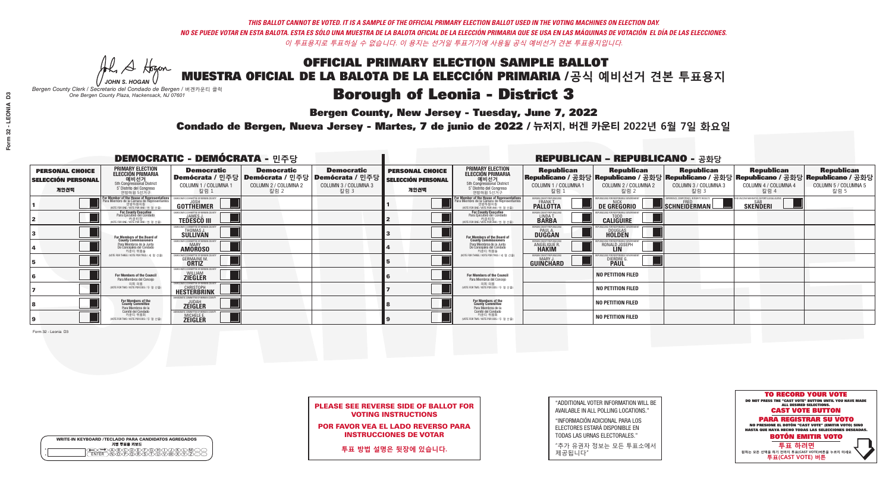*THIS BALLOT CANNOT BE VOTED. IT IS A SAMPLE OF THE OFFICIAL PRIMARY ELECTION BALLOT USED IN THE VOTING MACHINES ON ELECTION DAY.*
*NO SE PUEDE VOTAR EN ESTA BALOTA. ESTA ES SÓLO UNA MUESTRA DE LA BALOTA OFICIAL DE LA ELECCIÓN PRIMARIA QUE SE USA EN LAS MÁQUINAS DE VOTACIÓN EL DÍA DE LAS ELECCIONES.*
*이 투표용지로 투표하실 수 없습니다. 이 용지는 선거일 투표기기에 사용될 공식 예비선거 견본 투표용지입니다.*

JOHN S. HOGAN
*Bergen County Clerk / Secretario del Condado de Bergen / 버겐카운티 클럭*
*One Bergen County Plaza, Hackensack, NJ 07601*

# OFFICIAL PRIMARY ELECTION SAMPLE BALLOT
# MUESTRA OFICIAL DE LA BALOTA DE LA ELECCIÓN PRIMARIA /공식 예비선거 견본 투표용지
# Borough of Leonia - District 3

**Bergen County, New Jersey - Tuesday, June 7, 2022**

**Condado de Bergen, Nueva Jersey - Martes, 7 de junio de 2022 / 뉴저지, 버겐 카운티 2022년 6월 7일 화요일**

## DEMOCRATIC - DEMÓCRATA - 민주당

| PERSONAL CHOICE / SELECCIÓN PERSONAL / 개인선택 | PRIMARY ELECTION / ELECCIÓN PRIMARIA / 예비선거 | Democratic / Demócrata / 민주당 COLUMN 1 / COLUMNA 1 / 칼럼 1 | Democratic / Demócrata / 민주당 COLUMN 2 / COLUMNA 2 / 칼럼 2 | Democratic / Demócrata / 민주당 COLUMN 3 / COLUMNA 3 / 칼럼 3 |
|---|---|---|---|---|
| 1 | For Member of the House of Representatives (5th Congressional District) (VOTE FOR ONE / VOTE POR UNO / 한 명 선출) | JOSH GOTTHEIMER | | |
| 2 | For County Executive (VOTE FOR ONE / VOTE POR UNO / 한 명 선출) | JAMES J. TEDESCO III | | |
| 3 | For Members of the Board of County Commissioners (VOTE FOR THREE / VOTE POR TRES / 세 명 선출) | THOMAS J. SULLIVAN | | |
| 4 | | MARY AMOROSO | | |
| 5 | | GERMAINE M. ORTIZ | | |
| 6 | For Members of the Council / Para Miembros del Concejo / 의회 의원 (VOTE FOR TWO / VOTE POR DOS / 두 명 선출) | WILLIAM ZIEGLER | | |
| 7 | | CHRISTOPH HESTERBRINK | | |
| 8 | For Members of the County Committee / Para Miembros de la Comité del Condado / 카운티 위원들 (VOTE FOR TWO / VOTE POR DOS / 두 명 선출) | JUDAH ZEIGLER | | |
| 9 | | MICHELE F. ZEIGLER | | |

## REPUBLICAN - REPUBLICANO - 공화당

| PERSONAL CHOICE / SELECCIÓN PERSONAL / 개인선택 | PRIMARY ELECTION / ELECCIÓN PRIMARIA / 예비선거 | Republican / Republicano / 공화당 COLUMN 1 / COLUMNA 1 / 칼럼 1 | Republican / Republicano / 공화당 COLUMN 2 / COLUMNA 2 / 칼럼 2 | Republican / Republicano / 공화당 COLUMN 3 / COLUMNA 3 / 칼럼 3 | Republican / Republicano / 공화당 COLUMN 4 / COLUMNA 4 / 칼럼 4 | Republican / Republicano / 공화당 COLUMN 5 / COLUMNA 5 / 칼럼 5 |
|---|---|---|---|---|---|---|
| 1 | For Member of the House of Representatives (5th Congressional District) (VOTE FOR ONE / VOTE POR UNO / 한 명 선출) | FRANK T. PALLOTTA | NICK DE GREGORIO | FRED SCHNEIDERMAN | SAB SKENDERI | |
| 2 | For County Executive (VOTE FOR ONE / VOTE POR UNO / 한 명 선출) | LINDA T. BARBA | TODD CALIGUIRE | | | |
| 3 | For Members of the Board of County Commissioners (VOTE FOR THREE / VOTE POR TRES / 세 명 선출) | PAUL A. DUGGAN | DOUGLAS HOLDEN | | | |
| 4 | | ANGELIQUE R. HAKIM | RONALD JOSEPH LIN | | | |
| 5 | | MARY J. GUINCHARD | DIERDRE G. PAUL | | | |
| 6 | For Members of the Council / Para Miembros del Concejo / 의회 의원 (VOTE FOR TWO / VOTE POR DOS / 두 명 선출) | | NO PETITION FILED | | | |
| 7 | | | NO PETITION FILED | | | |
| 8 | For Members of the County Committee / Para Miembros de la Comité del Condado / 카운티 위원들 (VOTE FOR TWO / VOTE POR DOS / 두 명 선출) | | NO PETITION FILED | | | |
| 9 | | | NO PETITION FILED | | | |

Form 32 - Leonia D3

**PLEASE SEE REVERSE SIDE OF BALLOT FOR VOTING INSTRUCTIONS**

**POR FAVOR VEA EL LADO REVERSO PARA INSTRUCCIONES DE VOTAR**

**투표 방법 설명은 뒷장에 있습니다.**

"ADDITIONAL VOTER INFORMATION WILL BE AVAILABLE IN ALL POLLING LOCATIONS."

"INFORMACIÓN ADICIONAL PARA LOS ELECTORES ESTARÁ DISPONIBLE EN TODAS LAS URNAS ELECTORALES."

"추가 유권자 정보는 모든 투표소에서 제공됩니다"

WRITE-IN KEYBOARD /TECLADO PARA CANDIDATOS AGREGADOS
기명 투표용 키보드

**TO RECORD YOUR VOTE**
DO NOT PRESS THE "CAST VOTE" BUTTON UNTIL YOU HAVE MADE ALL DESIRED SELECTIONS.
**CAST VOTE BUTTON**

**PARA REGISTRAR SU VOTO**
NO PRESIONE EL BOTÓN "CAST VOTE" (EMITIR VOTO) SINO HASTA QUE HAYA HECHO TODAS LAS SELECCIONES DESEADAS.
**BOTÓN EMITIR VOTO**

**투표 하려면**
원하는 모든 선택을 하기 전까지 투표(CAST VOTE)버튼을 누르지 마세요.
**투표(CAST VOTE) 버튼**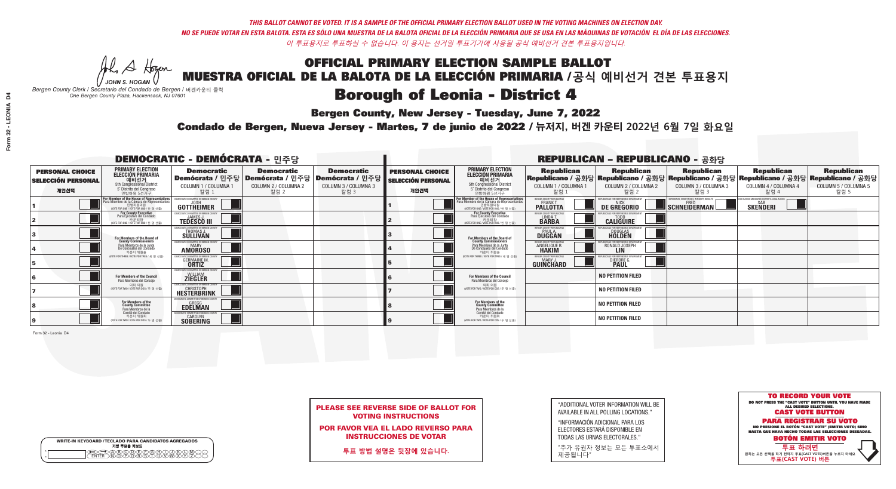*THIS BALLOT CANNOT BE VOTED. IT IS A SAMPLE OF THE OFFICIAL PRIMARY ELECTION BALLOT USED IN THE VOTING MACHINES ON ELECTION DAY.*
*NO SE PUEDE VOTAR EN ESTA BALOTA. ESTA ES SÓLO UNA MUESTRA DE LA BALOTA OFICIAL DE LA ELECCIÓN PRIMARIA QUE SE USA EN LAS MÁQUINAS DE VOTACIÓN EL DÍA DE LAS ELECCIONES.*
*이 투표용지로 투표하실 수 없습니다. 이 용지는 선거일 투표기기에 사용될 공식 예비선거 견본 투표용지입니다.*

JOHN S. HOGAN
*Bergen County Clerk / Secretario del Condado de Bergen / 버겐카운티 클럭*
*One Bergen County Plaza, Hackensack, NJ 07601*

# OFFICIAL PRIMARY ELECTION SAMPLE BALLOT
# MUESTRA OFICIAL DE LA BALOTA DE LA ELECCIÓN PRIMARIA /공식 예비선거 견본 투표용지

## Borough of Leonia - District 4

**Bergen County, New Jersey - Tuesday, June 7, 2022**

**Condado de Bergen, Nueva Jersey - Martes, 7 de junio de 2022 / 뉴저지, 버겐 카운티 2022년 6월 7일 화요일**

### DEMOCRATIC - DEMÓCRATA - 민주당

| PERSONAL CHOICE / SELECCIÓN PERSONAL / 개인선택 | PRIMARY ELECTION / ELECCIÓN PRIMARIA / 예비선거 | Democratic / Demócrata / 민주당 COLUMN 1 / COLUMNA 1 / 칼럼 1 | Democratic / Demócrata / 민주당 COLUMN 2 / COLUMNA 2 / 칼럼 2 | Democratic / Demócrata / 민주당 COLUMN 3 / COLUMNA 3 / 칼럼 3 |
|---|---|---|---|---|
| 1 | For Member of the House of Representatives / Para Miembro de la Cámara de Representantes / 연방하원의원 (5th Congressional District) (VOTE FOR ONE / VOTE POR UNO / 한 명 선출) | JOSH GOTTHEIMER | | |
| 2 | For County Executive / Para Ejecutivo del Condado / 카운티장 (VOTE FOR ONE / VOTE POR UNO / 한 명 선출) | JAMES J. TEDESCO III | | |
| 3 | For Members of the Board of County Commissioners / Para Miembros de la Junta De Concejales del Condado / 카운티 위원들 (VOTE FOR THREE / VOTE POR TRES / 세 명 선출) | THOMAS J. SULLIVAN | | |
| 4 | | MARY AMOROSO | | |
| 5 | | GERMAINE M. ORTIZ | | |
| 6 | For Members of the Council / Para Miembros del Concejo / 의회 의원 (VOTE FOR TWO / VOTE POR DOS / 두 명 선출) | WILLIAM ZIEGLER | | |
| 7 | | CHRISTOPH HESTERBRINK | | |
| 8 | For Members of the County Committee / Para Miembros de la Comité del Condado / 카운티 위원회 (VOTE FOR TWO / VOTE POR DOS / 두 명 선출) | GREGG EDELMAN | | |
| 9 | | CAROLYN SOBERING | | |

### REPUBLICAN - REPUBLICANO - 공화당

| PERSONAL CHOICE / SELECCIÓN PERSONAL / 개인선택 | PRIMARY ELECTION / ELECCIÓN PRIMARIA / 예비선거 | Republican / Republicano / 공화당 COLUMN 1 / COLUMNA 1 / 칼럼 1 | Republican / Republicano / 공화당 COLUMN 2 / COLUMNA 2 / 칼럼 2 | Republican / Republicano / 공화당 COLUMN 3 / COLUMNA 3 / 칼럼 3 | Republican / Republicano / 공화당 COLUMN 4 / COLUMNA 4 / 칼럼 4 | Republican / Republicano / 공화당 COLUMN 5 / COLUMNA 5 / 칼럼 5 |
|---|---|---|---|---|---|---|
| 1 | For Member of the House of Representatives / Para Miembro de la Cámara de Representantes / 연방하원의원 (5th Congressional District) (VOTE FOR ONE / VOTE POR UNO / 한 명 선출) | FRANK T. PALLOTTA | NICK DE GREGORIO | FRED SCHNEIDERMAN | SAB SKENDERI | |
| 2 | For County Executive / Para Ejecutivo del Condado / 카운티장 (VOTE FOR ONE / VOTE POR UNO / 한 명 선출) | LINDA T. BARBA | TODD CALIGUIRE | | | |
| 3 | For Members of the Board of County Commissioners / Para Miembros de la Junta De Concejales del Condado / 카운티 위원들 (VOTE FOR THREE / VOTE POR TRES / 세 명 선출) | PAUL A. DUGGAN | DOUGLAS HOLDEN | | | |
| 4 | | ANGELIQUE R. HAKIM | RONALD JOSEPH LIN | | | |
| 5 | | MARY J. GUINCHARD | DIERDRE G. PAUL | | | |
| 6 | For Members of the Council / Para Miembros del Concejo / 의회 의원 (VOTE FOR TWO / VOTE POR DOS / 두 명 선출) | | NO PETITION FILED | | | |
| 7 | | | NO PETITION FILED | | | |
| 8 | For Members of the County Committee / Para Miembros de la Comité del Condado / 카운티 위원회 (VOTE FOR TWO / VOTE POR DOS / 두 명 선출) | | NO PETITION FILED | | | |
| 9 | | | NO PETITION FILED | | | |

**PLEASE SEE REVERSE SIDE OF BALLOT FOR VOTING INSTRUCTIONS**

**POR FAVOR VEA EL LADO REVERSO PARA INSTRUCCIONES DE VOTAR**

**투표 방법 설명은 뒷장에 있습니다.**

"ADDITIONAL VOTER INFORMATION WILL BE AVAILABLE IN ALL POLLING LOCATIONS."

"INFORMACIÓN ADICIONAL PARA LOS ELECTORES ESTARÁ DISPONIBLE EN TODAS LAS URNAS ELECTORALES."

"추가 유권자 정보는 모든 투표소에서 제공됩니다"

**TO RECORD YOUR VOTE**
DO NOT PRESS THE "CAST VOTE" BUTTON UNTIL YOU HAVE MADE ALL DESIRED SELECTIONS.
**CAST VOTE BUTTON**
**PARA REGISTRAR SU VOTO**
NO PRESIONE EL BOTÓN "CAST VOTE" (EMITIR VOTO) SINO HASTA QUE HAYA HECHO TODAS LAS SELECCIONES DESEADAS.
**BOTÓN EMITIR VOTO**
**투표 하려면**
원하는 모든 선택을 하기 전까지 투표(CAST VOTE)버튼을 누르지 마세요
**투표(CAST VOTE) 버튼**

WRITE-IN KEYBOARD /TECLADO PARA CANDIDATOS AGREGADOS
기명 투표용 키보드

Form 32 - Leonia D4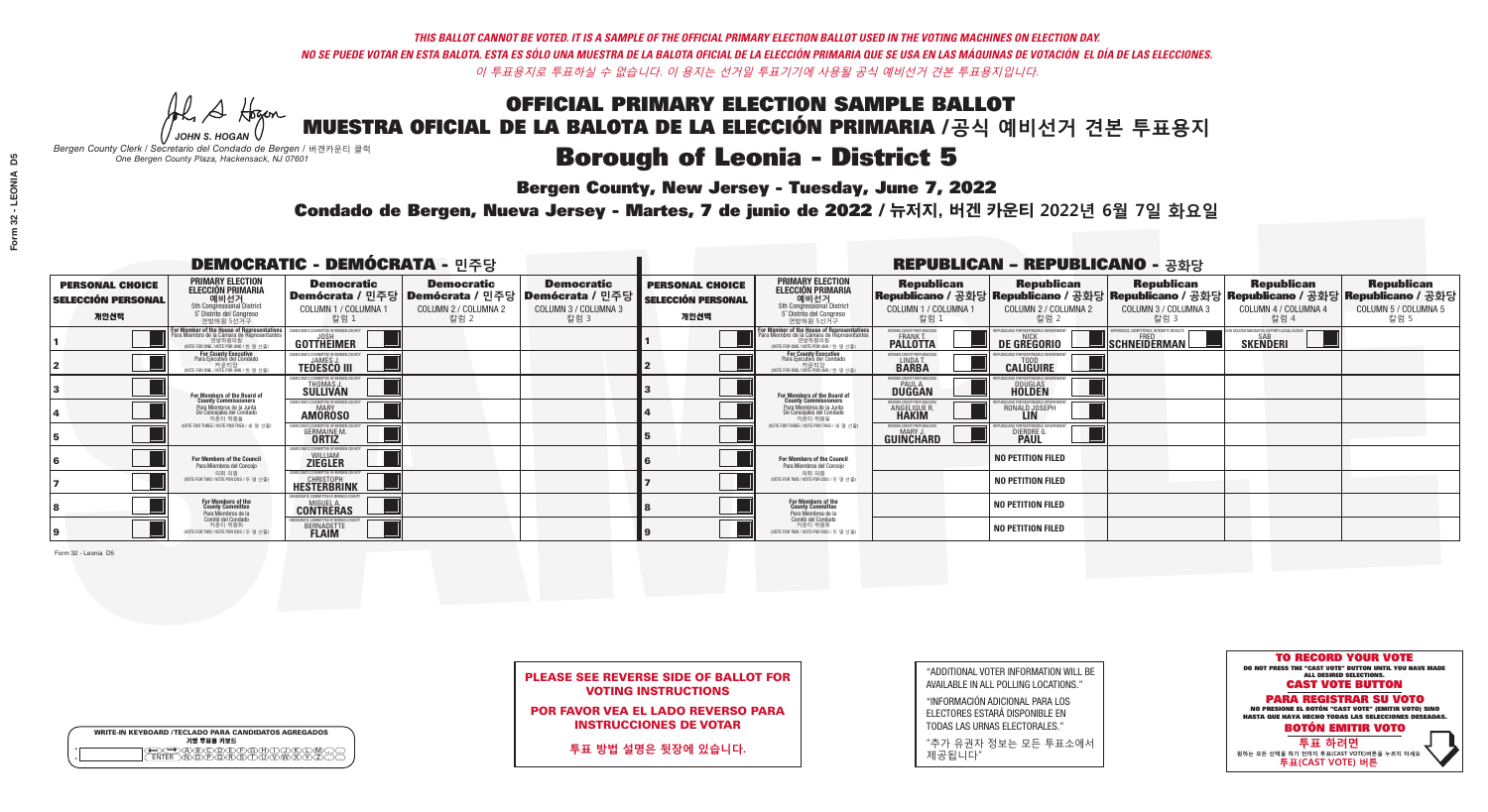*THIS BALLOT CANNOT BE VOTED. IT IS A SAMPLE OF THE OFFICIAL PRIMARY ELECTION BALLOT USED IN THE VOTING MACHINES ON ELECTION DAY.*
*NO SE PUEDE VOTAR EN ESTA BALOTA. ESTA ES SÓLO UNA MUESTRA DE LA BALOTA OFICIAL DE LA ELECCIÓN PRIMARIA QUE SE USA EN LAS MÁQUINAS DE VOTACIÓN EL DÍA DE LAS ELECCIONES.*
*이 투표용지로 투표하실 수 없습니다. 이 용지는 선거일 투표기기에 사용될 공식 예비선거 견본 투표용지입니다.*

JOHN S. HOGAN
*Bergen County Clerk / Secretario del Condado de Bergen / 버겐카운티 클럭*
*One Bergen County Plaza, Hackensack, NJ 07601*

# OFFICIAL PRIMARY ELECTION SAMPLE BALLOT
# MUESTRA OFICIAL DE LA BALOTA DE LA ELECCIÓN PRIMARIA /공식 예비선거 견본 투표용지

## Borough of Leonia - District 5

**Bergen County, New Jersey - Tuesday, June 7, 2022**

**Condado de Bergen, Nueva Jersey - Martes, 7 de junio de 2022 / 뉴저지, 버겐 카운티 2022년 6월 7일 화요일**

### DEMOCRATIC - DEMÓCRATA - 민주당

| PERSONAL CHOICE / SELECCIÓN PERSONAL / 개인선택 | PRIMARY ELECTION / ELECCIÓN PRIMARIA / 예비선거 (5th Congressional District / 5° Distrito del Congreso / 연방하원 5선거구) | Democratic / Demócrata / 민주당 COLUMN 1 / COLUMNA 1 / 칼럼 1 | Democratic / Demócrata / 민주당 COLUMN 2 / COLUMNA 2 / 칼럼 2 | Democratic / Demócrata / 민주당 COLUMN 3 / COLUMNA 3 / 칼럼 3 |
|---|---|---|---|---|
| 1 | For Member of the House of Representatives / Para Miembro de la Cámara de Representantes / 연방하원의원 (VOTE FOR ONE / VOTE POR UNO / 한 명 선출) | JOSH GOTTHEIMER | | |
| 2 | For County Executive / Para Ejecutivo del Condado / 카운티장 (VOTE FOR ONE / VOTE POR UNO / 한 명 선출) | JAMES J. TEDESCO III | | |
| 3 | For Members of the Board of County Commissioners / Para Miembros de la Junta De Concejales del Condado / 카운티 위원들 (VOTE FOR THREE / VOTE POR TRES / 세 명 선출) | THOMAS J. SULLIVAN | | |
| 4 | | MARY AMOROSO | | |
| 5 | | GERMAINE M. ORTIZ | | |
| 6 | For Members of the Council / Para Miembros del Concejo / 의회 의원 (VOTE FOR TWO / VOTE POR DOS / 두 명 선출) | WILLIAM ZIEGLER | | |
| 7 | | CHRISTOPH HESTERBRINK | | |
| 8 | For Members of the County Committee / Para Miembros de la Comité del Condado / 카운티 위원회 (VOTE FOR TWO / VOTE POR DOS / 두 명 선출) | MIGUEL A. CONTRERAS | | |
| 9 | | BERNADETTE FLAIM | | |

### REPUBLICAN - REPUBLICANO - 공화당

| PERSONAL CHOICE / SELECCIÓN PERSONAL / 개인선택 | PRIMARY ELECTION / ELECCIÓN PRIMARIA / 예비선거 (5th Congressional District / 5° Distrito del Congreso / 연방하원 5선거구) | Republican / Republicano / 공화당 COLUMN 1 / COLUMNA 1 / 칼럼 1 | Republican / Republicano / 공화당 COLUMN 2 / COLUMNA 2 / 칼럼 2 | Republican / Republicano / 공화당 COLUMN 3 / COLUMNA 3 / 칼럼 3 | Republican / Republicano / 공화당 COLUMN 4 / COLUMNA 4 / 칼럼 4 | Republican / Republicano / 공화당 COLUMN 5 / COLUMNA 5 / 칼럼 5 |
|---|---|---|---|---|---|---|
| 1 | For Member of the House of Representatives / Para Miembro de la Cámara de Representantes / 연방하원의원 (VOTE FOR ONE / VOTE POR UNO / 한 명 선출) | FRANK T. PALLOTTA | NICK DE GREGORIO | FRED SCHNEIDERMAN | SAB SKENDERI | |
| 2 | For County Executive / Para Ejecutivo del Condado / 카운티장 (VOTE FOR ONE / VOTE POR UNO / 한 명 선출) | LINDA T. BARBA | TODD CALIGUIRE | | | |
| 3 | For Members of the Board of County Commissioners / Para Miembros de la Junta De Concejales del Condado / 카운티 위원들 (VOTE FOR THREE / VOTE POR TRES / 세 명 선출) | PAUL A. DUGGAN | DOUGLAS HOLDEN | | | |
| 4 | | ANGELIQUE R. HAKIM | RONALD JOSEPH LIN | | | |
| 5 | | MARY J. GUINCHARD | DIERDRE G. PAUL | | | |
| 6 | For Members of the Council / Para Miembros del Concejo / 의회 의원 (VOTE FOR TWO / VOTE POR DOS / 두 명 선출) | | NO PETITION FILED | | | |
| 7 | | | NO PETITION FILED | | | |
| 8 | For Members of the County Committee / Para Miembros de la Comité del Condado / 카운티 위원회 (VOTE FOR TWO / VOTE POR DOS / 두 명 선출) | | NO PETITION FILED | | | |
| 9 | | | NO PETITION FILED | | | |

Form 32 - Leonia D5

**PLEASE SEE REVERSE SIDE OF BALLOT FOR VOTING INSTRUCTIONS**

**POR FAVOR VEA EL LADO REVERSO PARA INSTRUCCIONES DE VOTAR**

**투표 방법 설명은 뒷장에 있습니다.**

"ADDITIONAL VOTER INFORMATION WILL BE AVAILABLE IN ALL POLLING LOCATIONS."

"INFORMACIÓN ADICIONAL PARA LOS ELECTORES ESTARÁ DISPONIBLE EN TODAS LAS URNAS ELECTORALES."

"추가 유권자 정보는 모든 투표소에서 제공됩니다"

WRITE-IN KEYBOARD /TECLADO PARA CANDIDATOS AGREGADOS
기명 투표용 키보드

**TO RECORD YOUR VOTE**
DO NOT PRESS THE "CAST VOTE" BUTTON UNTIL YOU HAVE MADE ALL DESIRED SELECTIONS.
**CAST VOTE BUTTON**

**PARA REGISTRAR SU VOTO**
NO PRESIONE EL BOTÓN "CAST VOTE" (EMITIR VOTO) SINO HASTA QUE HAYA HECHO TODAS LAS SELECCIONES DESEADAS.
**BOTÓN EMITIR VOTO**

**투표 하려면**
원하는 모든 선택을 하기 전까지 투표(CAST VOTE)버튼을 누르지 마세요.
**투표(CAST VOTE) 버튼**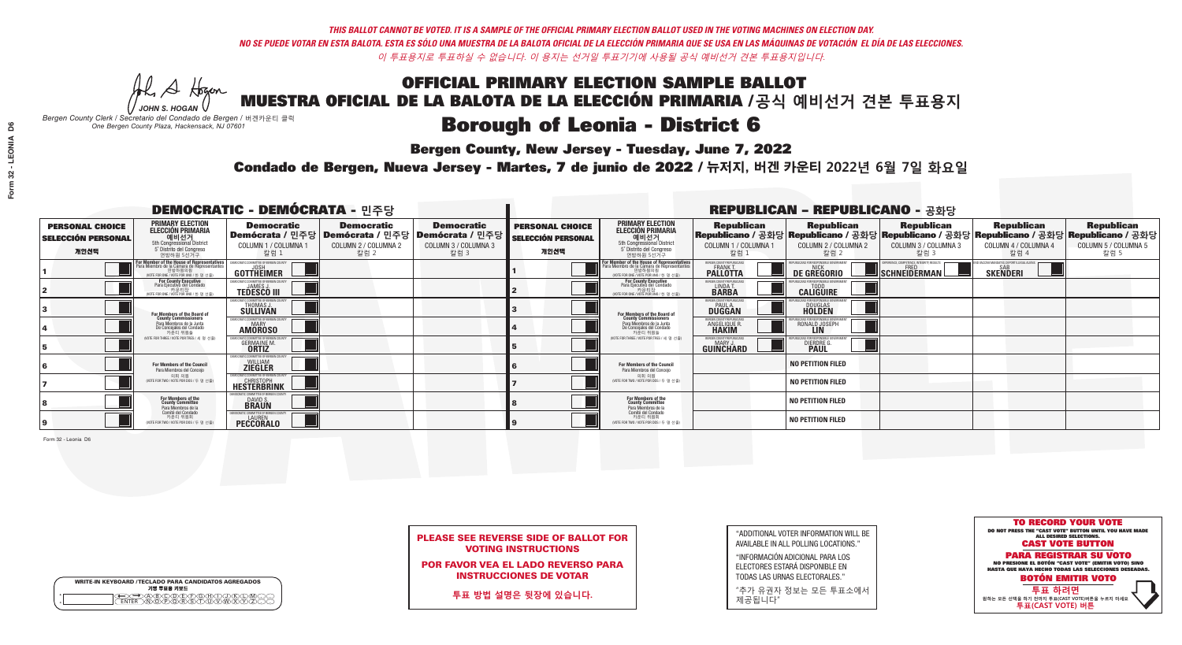*THIS BALLOT CANNOT BE VOTED. IT IS A SAMPLE OF THE OFFICIAL PRIMARY ELECTION BALLOT USED IN THE VOTING MACHINES ON ELECTION DAY.*
*NO SE PUEDE VOTAR EN ESTA BALOTA. ESTA ES SÓLO UNA MUESTRA DE LA BALOTA OFICIAL DE LA ELECCIÓN PRIMARIA QUE SE USA EN LAS MÁQUINAS DE VOTACIÓN EL DÍA DE LAS ELECCIONES.*
*이 투표용지로 투표하실 수 없습니다. 이 용지는 선거일 투표기기에 사용될 공식 예비선거 견본 투표용지입니다.*

JOHN S. HOGAN
*Bergen County Clerk / Secretario del Condado de Bergen / 버겐카운티 클럭*
*One Bergen County Plaza, Hackensack, NJ 07601*

# OFFICIAL PRIMARY ELECTION SAMPLE BALLOT
# MUESTRA OFICIAL DE LA BALOTA DE LA ELECCIÓN PRIMARIA /공식 예비선거 견본 투표용지

## Borough of Leonia - District 6

**Bergen County, New Jersey - Tuesday, June 7, 2022**

**Condado de Bergen, Nueva Jersey - Martes, 7 de junio de 2022 / 뉴저지, 버겐 카운티 2022년 6월 7일 화요일**

### DEMOCRATIC - DEMÓCRATA - 민주당

| PERSONAL CHOICE / SELECCIÓN PERSONAL / 개인선택 | PRIMARY ELECTION / ELECCIÓN PRIMARIA / 예비선거 | Democratic / Demócrata / 민주당 COLUMN 1 / COLUMNA 1 / 칼럼 1 | Democratic / Demócrata / 민주당 COLUMN 2 / COLUMNA 2 / 칼럼 2 | Democratic / Demócrata / 민주당 COLUMN 3 / COLUMNA 3 / 칼럼 3 |
|---|---|---|---|---|
| 1 | For Member of the House of Representatives / Para Miembro de la Cámara de Representantes / 연방하원의원 (5th Congressional District) (VOTE FOR ONE / VOTE POR UNO / 한 명 선출) | JOSH GOTTHEIMER | | |
| 2 | For County Executive / Para Ejecutivo del Condado / 카운티장 (VOTE FOR ONE / VOTE POR UNO / 한 명 선출) | JAMES J. TEDESCO III | | |
| 3 | For Members of the Board of County Commissioners / Para Miembros de la Junta De Concejales del Condado / 카운티 위원들 (VOTE FOR THREE / VOTE POR TRES / 세 명 선출) | THOMAS J. SULLIVAN | | |
| 4 | | MARY AMOROSO | | |
| 5 | | GERMAINE M. ORTIZ | | |
| 6 | For Members of the Council / Para Miembros del Concejo / 의회 의원 (VOTE FOR TWO / VOTE POR DOS / 두 명 선출) | WILLIAM ZIEGLER | | |
| 7 | | CHRISTOPH HESTERBRINK | | |
| 8 | For Members of the County Committee / Para Miembros de la Comité del Condado / 카운티 위원회 (VOTE FOR TWO / VOTE POR DOS / 두 명 선출) | DAVID S. BRAUN | | |
| 9 | | LAUREN PECCORALO | | |

### REPUBLICAN - REPUBLICANO - 공화당

| PERSONAL CHOICE / SELECCIÓN PERSONAL / 개인선택 | PRIMARY ELECTION / ELECCIÓN PRIMARIA / 예비선거 | Republican / Republicano / 공화당 COLUMN 1 / COLUMNA 1 / 칼럼 1 | Republican / Republicano / 공화당 COLUMN 2 / COLUMNA 2 / 칼럼 2 | Republican / Republicano / 공화당 COLUMN 3 / COLUMNA 3 / 칼럼 3 | Republican / Republicano / 공화당 COLUMN 4 / COLUMNA 4 / 칼럼 4 | Republican / Republicano / 공화당 COLUMN 5 / COLUMNA 5 / 칼럼 5 |
|---|---|---|---|---|---|---|
| 1 | For Member of the House of Representatives / Para Miembro de la Cámara de Representantes / 연방하원의원 (5th Congressional District) (VOTE FOR ONE / VOTE POR UNO / 한 명 선출) | FRANK T. PALLOTTA | NICK DE GREGORIO | FRED SCHNEIDERMAN | SAB SKENDERI | |
| 2 | For County Executive / Para Ejecutivo del Condado / 카운티장 (VOTE FOR ONE / VOTE POR UNO / 한 명 선출) | LINDA T. BARBA | TODD CALIGUIRE | | | |
| 3 | For Members of the Board of County Commissioners / Para Miembros de la Junta De Concejales del Condado / 카운티 위원들 (VOTE FOR THREE / VOTE POR TRES / 세 명 선출) | PAUL A. DUGGAN | DOUGLAS HOLDEN | | | |
| 4 | | ANGELIQUE R. HAKIM | RONALD JOSEPH LIN | | | |
| 5 | | MARY J. GUINCHARD | DIERDRE G. PAUL | | | |
| 6 | For Members of the Council / Para Miembros del Concejo / 의회 의원 (VOTE FOR TWO / VOTE POR DOS / 두 명 선출) | | NO PETITION FILED | | | |
| 7 | | | NO PETITION FILED | | | |
| 8 | For Members of the County Committee / Para Miembros de la Comité del Condado / 카운티 위원회 (VOTE FOR TWO / VOTE POR DOS / 두 명 선출) | | NO PETITION FILED | | | |
| 9 | | | NO PETITION FILED | | | |

Form 32 - Leonia D6

**PLEASE SEE REVERSE SIDE OF BALLOT FOR VOTING INSTRUCTIONS**

**POR FAVOR VEA EL LADO REVERSO PARA INSTRUCCIONES DE VOTAR**

**투표 방법 설명은 뒷장에 있습니다.**

"ADDITIONAL VOTER INFORMATION WILL BE AVAILABLE IN ALL POLLING LOCATIONS."

"INFORMACIÓN ADICIONAL PARA LOS ELECTORES ESTARÁ DISPONIBLE EN TODAS LAS URNAS ELECTORALES."

"추가 유권자 정보는 모든 투표소에서 제공됩니다"

**TO RECORD YOUR VOTE**
DO NOT PRESS THE "CAST VOTE" BUTTON UNTIL YOU HAVE MADE ALL DESIRED SELECTIONS.
**CAST VOTE BUTTON**
**PARA REGISTRAR SU VOTO**
NO PRESIONE EL BOTÓN "CAST VOTE" (EMITIR VOTO) SINO HASTA QUE HAYA HECHO TODAS LAS SELECCIONES DESEADAS.
**BOTÓN EMITIR VOTO**
**투표 하려면**
원하는 모든 선택을 하기 전까지 투표(CAST VOTE)버튼을 누르지 마세요
**투표(CAST VOTE) 버튼**

WRITE-IN KEYBOARD /TECLADO PARA CANDIDATOS AGREGADOS
기명 투표용 키보드